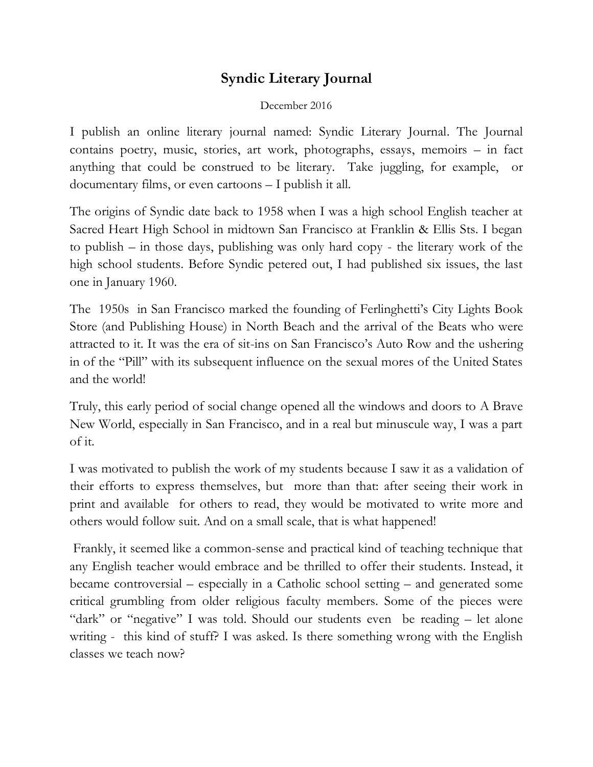# Syndic Literary Journal

December 2016

I publish an online literary journal named: Syndic Literary Journal. The Journal contains poetry, music, stories, art work, photographs, essays, memoirs – in fact anything that could be construed to be literary. Take juggling, for example, or documentary films, or even cartoons – I publish it all.

The origins of Syndic date back to 1958 when I was a high school English teacher at Sacred Heart High School in midtown San Francisco at Franklin & Ellis Sts. I began to publish – in those days, publishing was only hard copy - the literary work of the high school students. Before Syndic petered out, I had published six issues, the last one in January 1960.

The 1950s in San Francisco marked the founding of Ferlinghetti's City Lights Book Store (and Publishing House) in North Beach and the arrival of the Beats who were attracted to it. It was the era of sit-ins on San Francisco's Auto Row and the ushering in of the "Pill" with its subsequent influence on the sexual mores of the United States and the world!

Truly, this early period of social change opened all the windows and doors to A Brave New World, especially in San Francisco, and in a real but minuscule way, I was a part of it.

I was motivated to publish the work of my students because I saw it as a validation of their efforts to express themselves, but more than that: after seeing their work in print and available for others to read, they would be motivated to write more and others would follow suit. And on a small scale, that is what happened!

Frankly, it seemed like a common-sense and practical kind of teaching technique that any English teacher would embrace and be thrilled to offer their students. Instead, it became controversial – especially in a Catholic school setting – and generated some critical grumbling from older religious faculty members. Some of the pieces were "dark" or "negative" I was told. Should our students even be reading – let alone writing - this kind of stuff? I was asked. Is there something wrong with the English classes we teach now?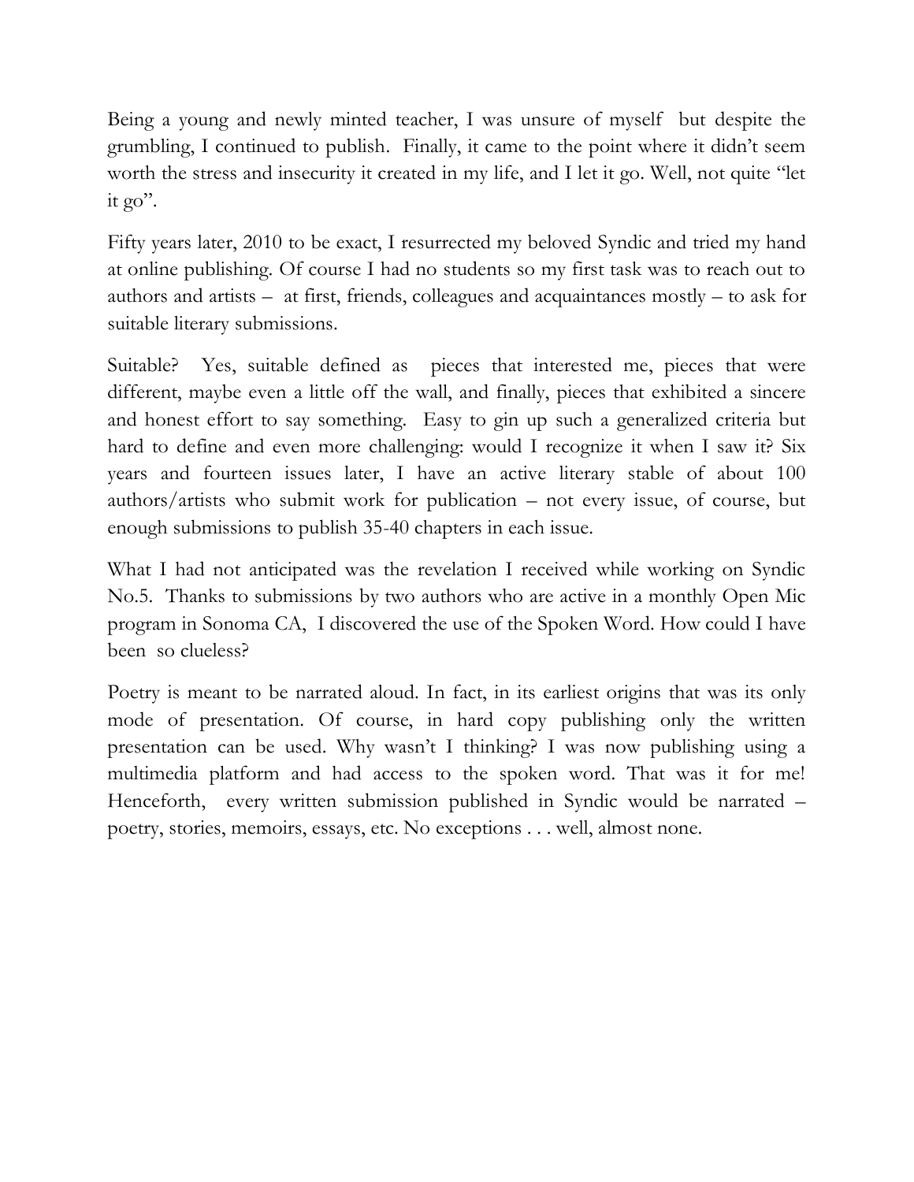Being a young and newly minted teacher, I was unsure of myself but despite the grumbling, I continued to publish. Finally, it came to the point where it didn't seem worth the stress and insecurity it created in my life, and I let it go. Well, not quite "let it go".

Fifty years later, 2010 to be exact, I resurrected my beloved Syndic and tried my hand at online publishing. Of course I had no students so my first task was to reach out to authors and artists – at first, friends, colleagues and acquaintances mostly – to ask for suitable literary submissions.

Suitable? Yes, suitable defined as pieces that interested me, pieces that were different, maybe even a little off the wall, and finally, pieces that exhibited a sincere and honest effort to say something. Easy to gin up such a generalized criteria but hard to define and even more challenging: would I recognize it when I saw it? Six years and fourteen issues later, I have an active literary stable of about 100 authors/artists who submit work for publication – not every issue, of course, but enough submissions to publish 35-40 chapters in each issue.

What I had not anticipated was the revelation I received while working on Syndic No.5. Thanks to submissions by two authors who are active in a monthly Open Mic program in Sonoma CA, I discovered the use of the Spoken Word. How could I have been so clueless?

Poetry is meant to be narrated aloud. In fact, in its earliest origins that was its only mode of presentation. Of course, in hard copy publishing only the written presentation can be used. Why wasn't I thinking? I was now publishing using a multimedia platform and had access to the spoken word. That was it for me! Henceforth, every written submission published in Syndic would be narrated – poetry, stories, memoirs, essays, etc. No exceptions . . . well, almost none.